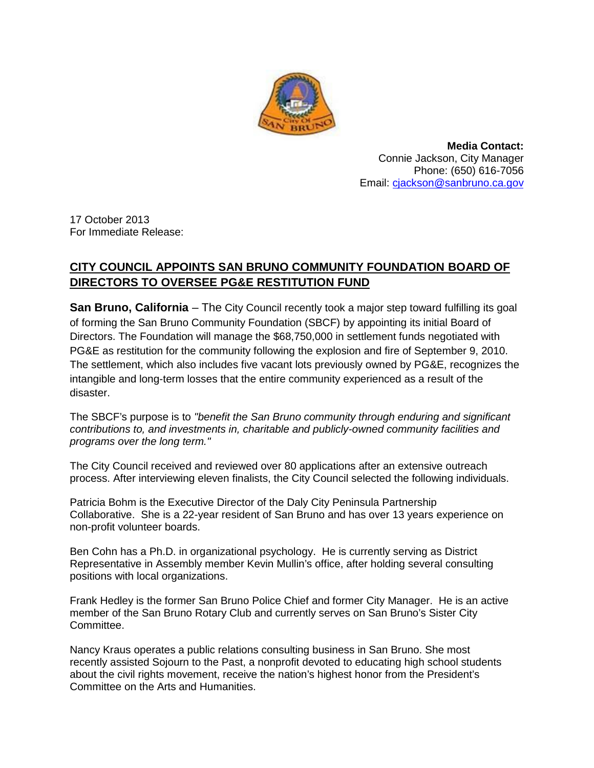**Media Contact:**
Connie Jackson, City Manager
Phone: (650) 616-7056
Email: [cjackson@sanbruno.ca.gov](mailto:cjackson@sanbruno.ca.gov)

17 October 2013
For Immediate Release:

## CITY COUNCIL APPOINTS SAN BRUNO COMMUNITY FOUNDATION BOARD OF DIRECTORS TO OVERSEE PG&E RESTITUTION FUND

**San Bruno, California** – The City Council recently took a major step toward fulfilling its goal of forming the San Bruno Community Foundation (SBCF) by appointing its initial Board of Directors. The Foundation will manage the $68,750,000 in settlement funds negotiated with PG&E as restitution for the community following the explosion and fire of September 9, 2010. The settlement, which also includes five vacant lots previously owned by PG&E, recognizes the intangible and long-term losses that the entire community experienced as a result of the disaster.

The SBCF's purpose is to *"benefit the San Bruno community through enduring and significant contributions to, and investments in, charitable and publicly-owned community facilities and programs over the long term."*

The City Council received and reviewed over 80 applications after an extensive outreach process. After interviewing eleven finalists, the City Council selected the following individuals.

Patricia Bohm is the Executive Director of the Daly City Peninsula Partnership Collaborative. She is a 22-year resident of San Bruno and has over 13 years experience on non-profit volunteer boards.

Ben Cohn has a Ph.D. in organizational psychology. He is currently serving as District Representative in Assembly member Kevin Mullin's office, after holding several consulting positions with local organizations.

Frank Hedley is the former San Bruno Police Chief and former City Manager. He is an active member of the San Bruno Rotary Club and currently serves on San Bruno's Sister City Committee.

Nancy Kraus operates a public relations consulting business in San Bruno. She most recently assisted Sojourn to the Past, a nonprofit devoted to educating high school students about the civil rights movement, receive the nation's highest honor from the President's Committee on the Arts and Humanities.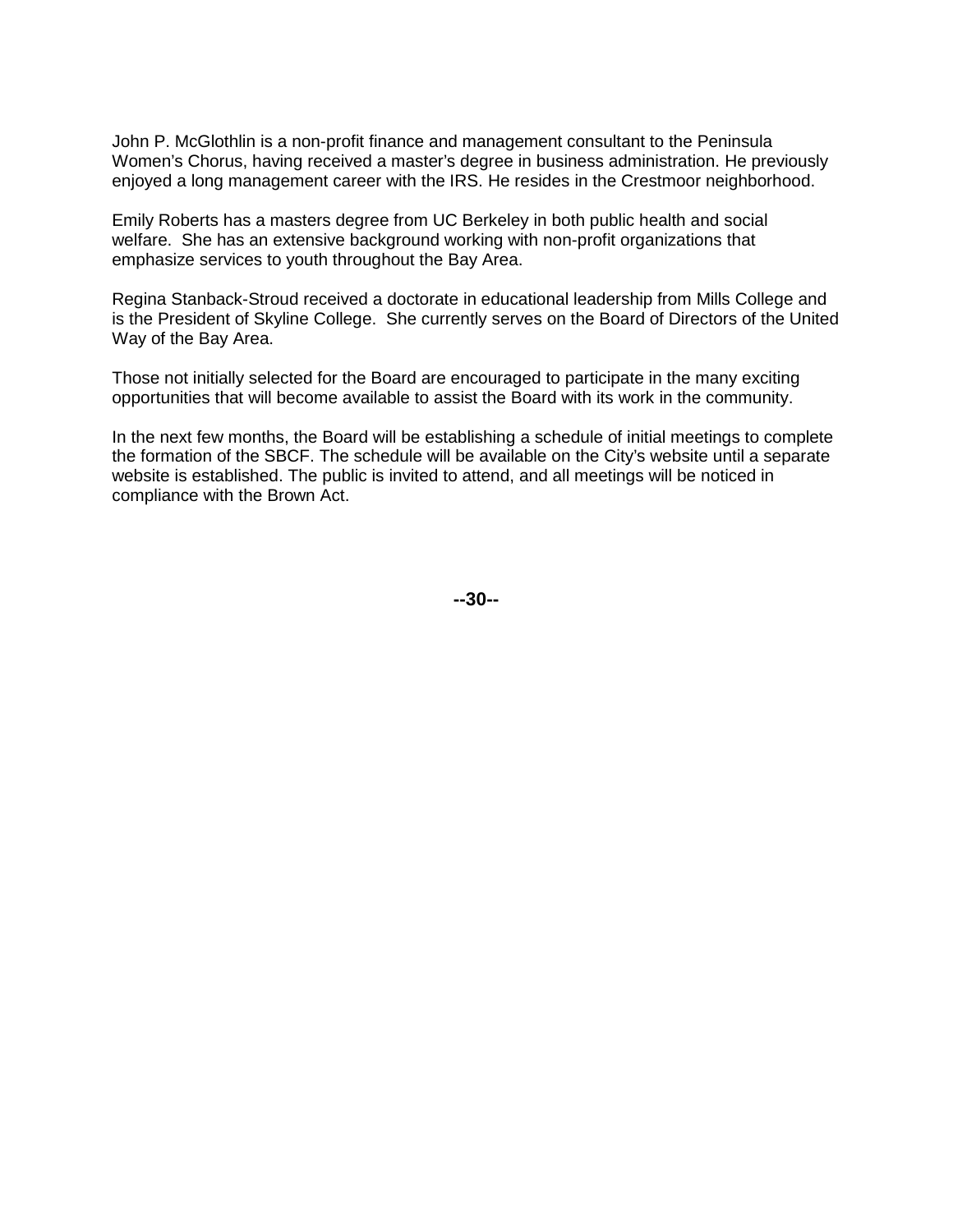John P. McGlothlin is a non-profit finance and management consultant to the Peninsula Women's Chorus, having received a master's degree in business administration. He previously enjoyed a long management career with the IRS. He resides in the Crestmoor neighborhood.

Emily Roberts has a masters degree from UC Berkeley in both public health and social welfare. She has an extensive background working with non-profit organizations that emphasize services to youth throughout the Bay Area.

Regina Stanback-Stroud received a doctorate in educational leadership from Mills College and is the President of Skyline College. She currently serves on the Board of Directors of the United Way of the Bay Area.

Those not initially selected for the Board are encouraged to participate in the many exciting opportunities that will become available to assist the Board with its work in the community.

In the next few months, the Board will be establishing a schedule of initial meetings to complete the formation of the SBCF. The schedule will be available on the City's website until a separate website is established. The public is invited to attend, and all meetings will be noticed in compliance with the Brown Act.

**--30--**